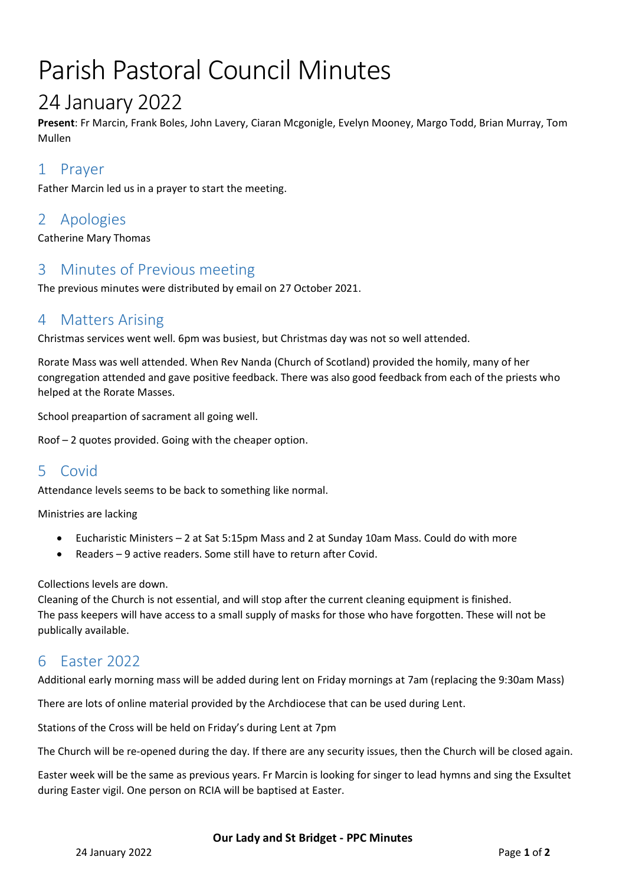# Parish Pastoral Council Minutes

## 24 January 2022

**Present**: Fr Marcin, Frank Boles, John Lavery, Ciaran Mcgonigle, Evelyn Mooney, Margo Todd, Brian Murray, Tom Mullen

## 1 Prayer

Father Marcin led us in a prayer to start the meeting.

## 2 Apologies

Catherine Mary Thomas

## 3 Minutes of Previous meeting

The previous minutes were distributed by email on 27 October 2021.

## 4 Matters Arising

Christmas services went well. 6pm was busiest, but Christmas day was not so well attended.

Rorate Mass was well attended. When Rev Nanda (Church of Scotland) provided the homily, many of her congregation attended and gave positive feedback. There was also good feedback from each of the priests who helped at the Rorate Masses.

School preapartion of sacrament all going well.

Roof – 2 quotes provided. Going with the cheaper option.

## 5 Covid

Attendance levels seems to be back to something like normal.

Ministries are lacking

- Eucharistic Ministers – 2 at Sat 5:15pm Mass and 2 at Sunday 10am Mass. Could do with more
- Readers – 9 active readers. Some still have to return after Covid.

Collections levels are down.
Cleaning of the Church is not essential, and will stop after the current cleaning equipment is finished.
The pass keepers will have access to a small supply of masks for those who have forgotten. These will not be publically available.

## 6 Easter 2022

Additional early morning mass will be added during lent on Friday mornings at 7am (replacing the 9:30am Mass)

There are lots of online material provided by the Archdiocese that can be used during Lent.

Stations of the Cross will be held on Friday's during Lent at 7pm

The Church will be re-opened during the day. If there are any security issues, then the Church will be closed again.

Easter week will be the same as previous years. Fr Marcin is looking for singer to lead hymns and sing the Exsultet during Easter vigil. One person on RCIA will be baptised at Easter.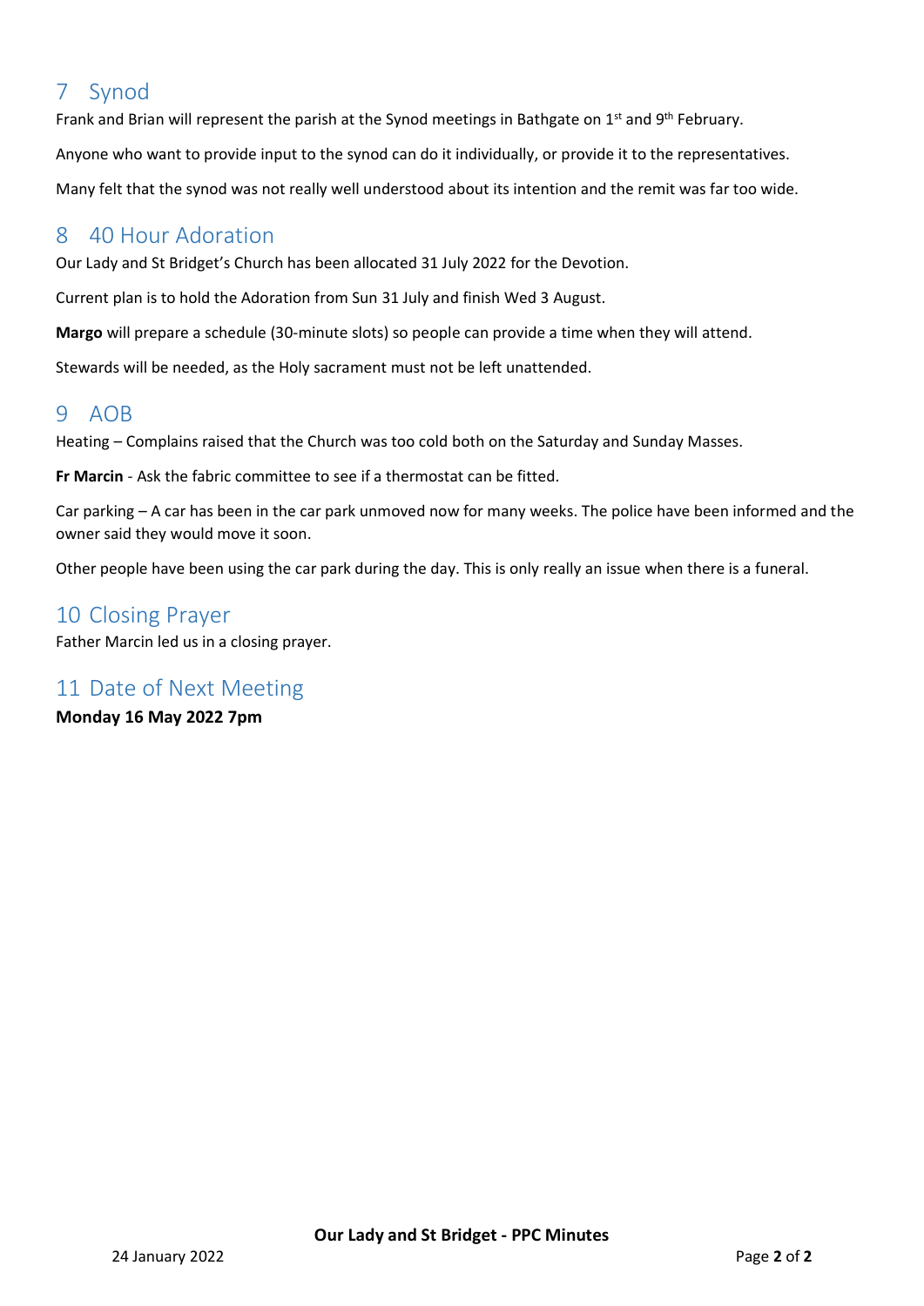## 7 Synod

Frank and Brian will represent the parish at the Synod meetings in Bathgate on 1st and 9th February.

Anyone who want to provide input to the synod can do it individually, or provide it to the representatives.

Many felt that the synod was not really well understood about its intention and the remit was far too wide.

## 8 40 Hour Adoration

Our Lady and St Bridget's Church has been allocated 31 July 2022 for the Devotion.

Current plan is to hold the Adoration from Sun 31 July and finish Wed 3 August.

**Margo** will prepare a schedule (30-minute slots) so people can provide a time when they will attend.

Stewards will be needed, as the Holy sacrament must not be left unattended.

## 9 AOB

Heating – Complains raised that the Church was too cold both on the Saturday and Sunday Masses.

**Fr Marcin** - Ask the fabric committee to see if a thermostat can be fitted.

Car parking – A car has been in the car park unmoved now for many weeks. The police have been informed and the owner said they would move it soon.

Other people have been using the car park during the day. This is only really an issue when there is a funeral.

## 10 Closing Prayer

Father Marcin led us in a closing prayer.

## 11 Date of Next Meeting

**Monday 16 May 2022 7pm**